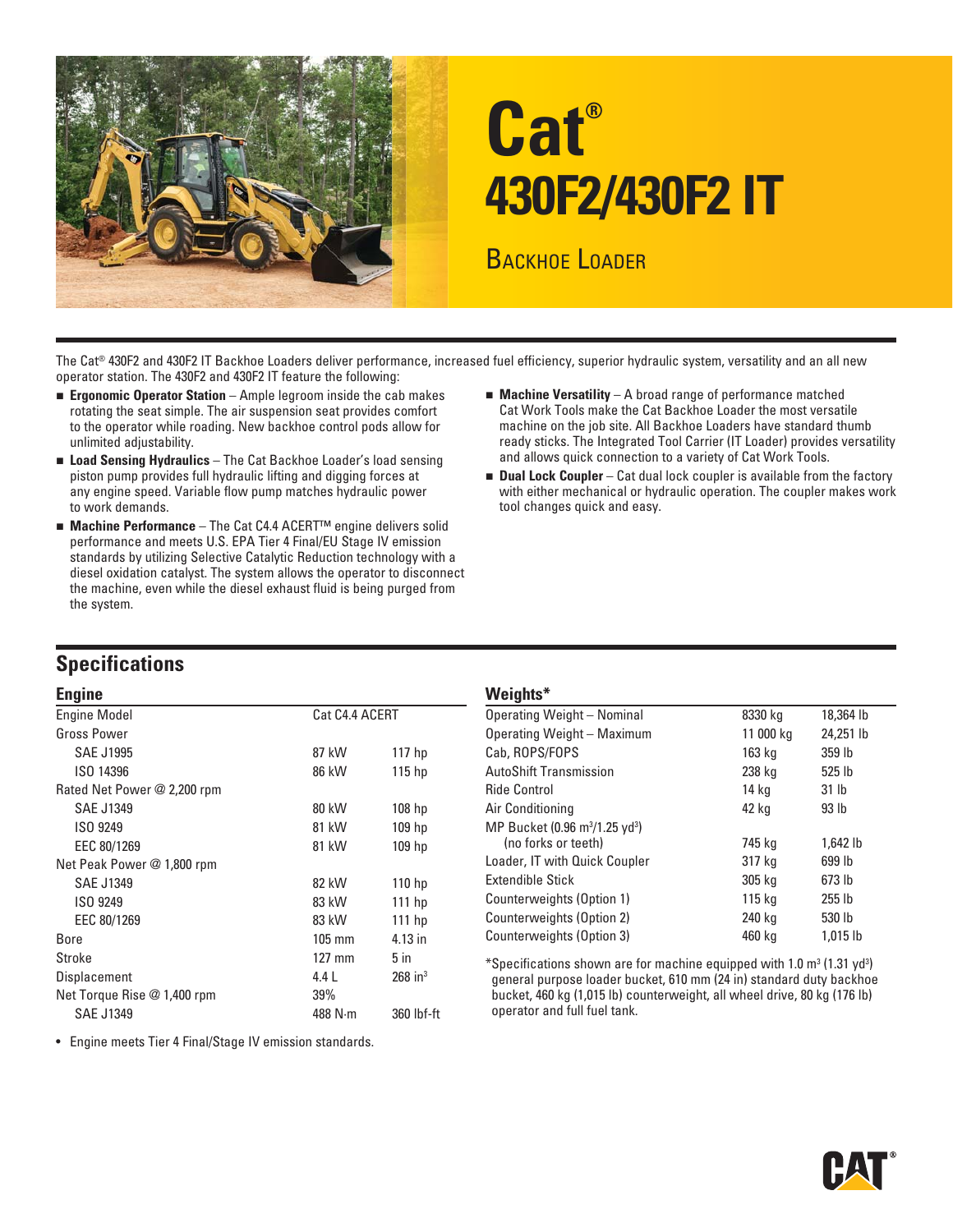# Cat®

# 430F2/430F2 IT

## Backhoe Loader

The Cat® 430F2 and 430F2 IT Backhoe Loaders deliver performance, increased fuel efficiency, superior hydraulic system, versatility and an all new operator station. The 430F2 and 430F2 IT feature the following:

- **Ergonomic Operator Station** – Ample legroom inside the cab makes rotating the seat simple. The air suspension seat provides comfort to the operator while roading. New backhoe control pods allow for unlimited adjustability.
- **Load Sensing Hydraulics** – The Cat Backhoe Loader's load sensing piston pump provides full hydraulic lifting and digging forces at any engine speed. Variable flow pump matches hydraulic power to work demands.
- **Machine Performance** – The Cat C4.4 ACERT™ engine delivers solid performance and meets U.S. EPA Tier 4 Final/EU Stage IV emission standards by utilizing Selective Catalytic Reduction technology with a diesel oxidation catalyst. The system allows the operator to disconnect the machine, even while the diesel exhaust fluid is being purged from the system.
- **Machine Versatility** – A broad range of performance matched Cat Work Tools make the Cat Backhoe Loader the most versatile machine on the job site. All Backhoe Loaders have standard thumb ready sticks. The Integrated Tool Carrier (IT Loader) provides versatility and allows quick connection to a variety of Cat Work Tools.
- **Dual Lock Coupler** – Cat dual lock coupler is available from the factory with either mechanical or hydraulic operation. The coupler makes work tool changes quick and easy.

## Specifications

### Engine

| | | |
|---|---|---|
| Engine Model | Cat C4.4 ACERT | |
| Gross Power | | |
| SAE J1995 | 87 kW | 117 hp |
| ISO 14396 | 86 kW | 115 hp |
| Rated Net Power @ 2,200 rpm | | |
| SAE J1349 | 80 kW | 108 hp |
| ISO 9249 | 81 kW | 109 hp |
| EEC 80/1269 | 81 kW | 109 hp |
| Net Peak Power @ 1,800 rpm | | |
| SAE J1349 | 82 kW | 110 hp |
| ISO 9249 | 83 kW | 111 hp |
| EEC 80/1269 | 83 kW | 111 hp |
| Bore | 105 mm | 4.13 in |
| Stroke | 127 mm | 5 in |
| Displacement | 4.4 L | 268 in³ |
| Net Torque Rise @ 1,400 rpm | 39% | |
| SAE J1349 | 488 N·m | 360 lbf-ft |

- Engine meets Tier 4 Final/Stage IV emission standards.

### Weights*

| | | |
|---|---|---|
| Operating Weight – Nominal | 8330 kg | 18,364 lb |
| Operating Weight – Maximum | 11 000 kg | 24,251 lb |
| Cab, ROPS/FOPS | 163 kg | 359 lb |
| AutoShift Transmission | 238 kg | 525 lb |
| Ride Control | 14 kg | 31 lb |
| Air Conditioning | 42 kg | 93 lb |
| MP Bucket (0.96 m³/1.25 yd³) (no forks or teeth) | 745 kg | 1,642 lb |
| Loader, IT with Quick Coupler | 317 kg | 699 lb |
| Extendible Stick | 305 kg | 673 lb |
| Counterweights (Option 1) | 115 kg | 255 lb |
| Counterweights (Option 2) | 240 kg | 530 lb |
| Counterweights (Option 3) | 460 kg | 1,015 lb |

*Specifications shown are for machine equipped with 1.0 m³ (1.31 yd³) general purpose loader bucket, 610 mm (24 in) standard duty backhoe bucket, 460 kg (1,015 lb) counterweight, all wheel drive, 80 kg (176 lb) operator and full fuel tank.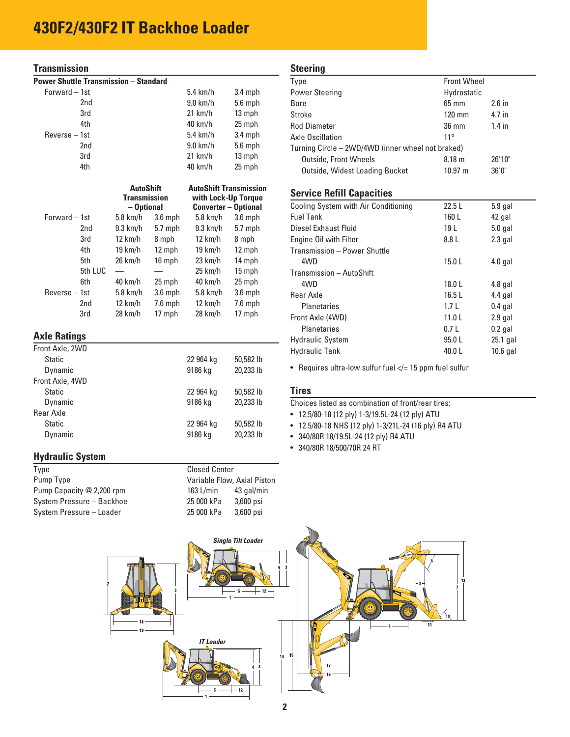# 430F2/430F2 IT Backhoe Loader

## Transmission

**Power Shuttle Transmission – Standard**

| | | | |
|---|---|---|---|
| Forward – 1st | | 5.4 km/h | 3.4 mph |
| | 2nd | 9.0 km/h | 5.6 mph |
| | 3rd | 21 km/h | 13 mph |
| | 4th | 40 km/h | 25 mph |
| Reverse – 1st | | 5.4 km/h | 3.4 mph |
| | 2nd | 9.0 km/h | 5.6 mph |
| | 3rd | 21 km/h | 13 mph |
| | 4th | 40 km/h | 25 mph |

| | | AutoShift Transmission – Optional | | AutoShift Transmission with Lock-Up Torque Converter – Optional | |
|---|---|---|---|---|---|
| Forward – 1st | | 5.8 km/h | 3.6 mph | 5.8 km/h | 3.6 mph |
| | 2nd | 9.3 km/h | 5.7 mph | 9.3 km/h | 5.7 mph |
| | 3rd | 12 km/h | 8 mph | 12 km/h | 8 mph |
| | 4th | 19 km/h | 12 mph | 19 km/h | 12 mph |
| | 5th | 26 km/h | 16 mph | 23 km/h | 14 mph |
| | 5th LUC | — | — | 25 km/h | 15 mph |
| | 6th | 40 km/h | 25 mph | 40 km/h | 25 mph |
| Reverse – 1st | | 5.8 km/h | 3.6 mph | 5.8 km/h | 3.6 mph |
| | 2nd | 12 km/h | 7.6 mph | 12 km/h | 7.6 mph |
| | 3rd | 28 km/h | 17 mph | 28 km/h | 17 mph |

## Axle Ratings

| | | |
|---|---|---|
| **Front Axle, 2WD** | | |
| Static | 22 964 kg | 50,582 lb |
| Dynamic | 9186 kg | 20,233 lb |
| **Front Axle, 4WD** | | |
| Static | 22 964 kg | 50,582 lb |
| Dynamic | 9186 kg | 20,233 lb |
| **Rear Axle** | | |
| Static | 22 964 kg | 50,582 lb |
| Dynamic | 9186 kg | 20,233 lb |

## Hydraulic System

| | | |
|---|---|---|
| Type | Closed Center | |
| Pump Type | Variable Flow, Axial Piston | |
| Pump Capacity @ 2,200 rpm | 163 L/min | 43 gal/min |
| System Pressure – Backhoe | 25 000 kPa | 3,600 psi |
| System Pressure – Loader | 25 000 kPa | 3,600 psi |

## Steering

| | | |
|---|---|---|
| Type | Front Wheel | |
| Power Steering | Hydrostatic | |
| Bore | 65 mm | 2.6 in |
| Stroke | 120 mm | 4.7 in |
| Rod Diameter | 36 mm | 1.4 in |
| Axle Oscillation | 11° | |
| Turning Circle – 2WD/4WD (inner wheel not braked) | | |
| Outside, Front Wheels | 8.18 m | 26'10" |
| Outside, Widest Loading Bucket | 10.97 m | 36'0" |

## Service Refill Capacities

| | | |
|---|---|---|
| Cooling System with Air Conditioning | 22.5 L | 5.9 gal |
| Fuel Tank | 160 L | 42 gal |
| Diesel Exhaust Fluid | 19 L | 5.0 gal |
| Engine Oil with Filter | 8.8 L | 2.3 gal |
| Transmission – Power Shuttle | | |
| 4WD | 15.0 L | 4.0 gal |
| Transmission – AutoShift | | |
| 4WD | 18.0 L | 4.8 gal |
| Rear Axle | 16.5 L | 4.4 gal |
| Planetaries | 1.7 L | 0.4 gal |
| Front Axle (4WD) | 11.0 L | 2.9 gal |
| Planetaries | 0.7 L | 0.2 gal |
| Hydraulic System | 95.0 L | 25.1 gal |
| Hydraulic Tank | 40.0 L | 10.6 gal |

- Requires ultra-low sulfur fuel </= 15 ppm fuel sulfur

## Tires

Choices listed as combination of front/rear tires:

- 12.5/80-18 (12 ply) 1-3/19.5L-24 (12 ply) ATU
- 12.5/80-18 NHS (12 ply) 1-3/21L-24 (16 ply) R4 ATU
- 340/80R 18/19.5L-24 (12 ply) R4 ATU
- 340/80R 18/500/70R 24 RT

*Single Tilt Loader*

*IT Loader*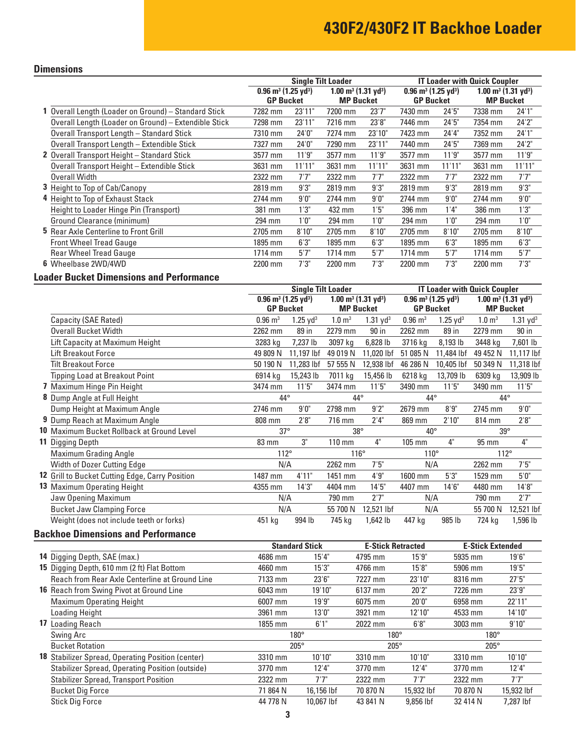# 430F2/430F2 IT Backhoe Loader

## Dimensions

| | | Single Tilt Loader | | | | IT Loader with Quick Coupler | | | |
|---|---|---|---|---|---|---|---|---|---|
| | | 0.96 m³ (1.25 yd³) GP Bucket | | 1.00 m³ (1.31 yd³) MP Bucket | | 0.96 m³ (1.25 yd³) GP Bucket | | 1.00 m³ (1.31 yd³) MP Bucket | |
| 1 | Overall Length (Loader on Ground) – Standard Stick | 7282 mm | 23'11" | 7200 mm | 23'7" | 7430 mm | 24'5" | 7338 mm | 24'1" |
| | Overall Length (Loader on Ground) – Extendible Stick | 7298 mm | 23'11" | 7216 mm | 23'8" | 7446 mm | 24'5" | 7354 mm | 24'2" |
| | Overall Transport Length – Standard Stick | 7310 mm | 24'0" | 7274 mm | 23'10" | 7423 mm | 24'4" | 7352 mm | 24'1" |
| | Overall Transport Length – Extendible Stick | 7327 mm | 24'0" | 7290 mm | 23'11" | 7440 mm | 24'5" | 7369 mm | 24'2" |
| 2 | Overall Transport Height – Standard Stick | 3577 mm | 11'9" | 3577 mm | 11'9" | 3577 mm | 11'9" | 3577 mm | 11'9" |
| | Overall Transport Height – Extendible Stick | 3631 mm | 11'11" | 3631 mm | 11'11" | 3631 mm | 11'11" | 3631 mm | 11'11" |
| | Overall Width | 2322 mm | 7'7" | 2322 mm | 7'7" | 2322 mm | 7'7" | 2322 mm | 7'7" |
| 3 | Height to Top of Cab/Canopy | 2819 mm | 9'3" | 2819 mm | 9'3" | 2819 mm | 9'3" | 2819 mm | 9'3" |
| 4 | Height to Top of Exhaust Stack | 2744 mm | 9'0" | 2744 mm | 9'0" | 2744 mm | 9'0" | 2744 mm | 9'0" |
| | Height to Loader Hinge Pin (Transport) | 381 mm | 1'3" | 432 mm | 1'5" | 396 mm | 1'4" | 386 mm | 1'3" |
| | Ground Clearance (minimum) | 294 mm | 1'0" | 294 mm | 1'0" | 294 mm | 1'0" | 294 mm | 1'0" |
| 5 | Rear Axle Centerline to Front Grill | 2705 mm | 8'10" | 2705 mm | 8'10" | 2705 mm | 8'10" | 2705 mm | 8'10" |
| | Front Wheel Tread Gauge | 1895 mm | 6'3" | 1895 mm | 6'3" | 1895 mm | 6'3" | 1895 mm | 6'3" |
| | Rear Wheel Tread Gauge | 1714 mm | 5'7" | 1714 mm | 5'7" | 1714 mm | 5'7" | 1714 mm | 5'7" |
| 6 | Wheelbase 2WD/4WD | 2200 mm | 7'3" | 2200 mm | 7'3" | 2200 mm | 7'3" | 2200 mm | 7'3" |

## Loader Bucket Dimensions and Performance

| | | Single Tilt Loader | | | | IT Loader with Quick Coupler | | | |
|---|---|---|---|---|---|---|---|---|---|
| | | 0.96 m³ (1.25 yd³) GP Bucket | | 1.00 m³ (1.31 yd³) MP Bucket | | 0.96 m³ (1.25 yd³) GP Bucket | | 1.00 m³ (1.31 yd³) MP Bucket | |
| | Capacity (SAE Rated) | 0.96 m³ | 1.25 yd³ | 1.0 m³ | 1.31 yd³ | 0.96 m³ | 1.25 yd³ | 1.0 m³ | 1.31 yd³ |
| | Overall Bucket Width | 2262 mm | 89 in | 2279 mm | 90 in | 2262 mm | 89 in | 2279 mm | 90 in |
| | Lift Capacity at Maximum Height | 3283 kg | 7,237 lb | 3097 kg | 6,828 lb | 3716 kg | 8,193 lb | 3448 kg | 7,601 lb |
| | Lift Breakout Force | 49 809 N | 11,197 lbf | 49 019 N | 11,020 lbf | 51 085 N | 11,484 lbf | 49 452 N | 11,117 lbf |
| | Tilt Breakout Force | 50 190 N | 11,283 lbf | 57 555 N | 12,938 lbf | 46 286 N | 10,405 lbf | 50 349 N | 11,318 lbf |
| | Tipping Load at Breakout Point | 6914 kg | 15,243 lb | 7011 kg | 15,456 lb | 6218 kg | 13,709 lb | 6309 kg | 13,909 lb |
| 7 | Maximum Hinge Pin Height | 3474 mm | 11'5" | 3474 mm | 11'5" | 3490 mm | 11'5" | 3490 mm | 11'5" |
| 8 | Dump Angle at Full Height | 44° | | 44° | | 44° | | 44° | |
| | Dump Height at Maximum Angle | 2746 mm | 9'0" | 2798 mm | 9'2" | 2679 mm | 8'9" | 2745 mm | 9'0" |
| 9 | Dump Reach at Maximum Angle | 808 mm | 2'8" | 716 mm | 2'4" | 869 mm | 2'10" | 814 mm | 2'8" |
| 10 | Maximum Bucket Rollback at Ground Level | 37° | | 38° | | 40° | | 39° | |
| 11 | Digging Depth | 83 mm | 3" | 110 mm | 4" | 105 mm | 4" | 95 mm | 4" |
| | Maximum Grading Angle | 112° | | 116° | | 110° | | 112° | |
| | Width of Dozer Cutting Edge | N/A | | 2262 mm | 7'5" | N/A | | 2262 mm | 7'5" |
| 12 | Grill to Bucket Cutting Edge, Carry Position | 1487 mm | 4'11" | 1451 mm | 4'9" | 1600 mm | 5'3" | 1529 mm | 5'0" |
| 13 | Maximum Operating Height | 4355 mm | 14'3" | 4404 mm | 14'5" | 4407 mm | 14'6" | 4480 mm | 14'8" |
| | Jaw Opening Maximum | N/A | | 790 mm | 2'7" | N/A | | 790 mm | 2'7" |
| | Bucket Jaw Clamping Force | N/A | | 55 700 N | 12,521 lbf | N/A | | 55 700 N | 12,521 lbf |
| | Weight (does not include teeth or forks) | 451 kg | 994 lb | 745 kg | 1,642 lb | 447 kg | 985 lb | 724 kg | 1,596 lb |

## Backhoe Dimensions and Performance

| | | Standard Stick | | E-Stick Retracted | | E-Stick Extended | |
|---|---|---|---|---|---|---|---|
| 14 | Digging Depth, SAE (max.) | 4686 mm | 15'4" | 4795 mm | 15'9" | 5935 mm | 19'6" |
| 15 | Digging Depth, 610 mm (2 ft) Flat Bottom | 4660 mm | 15'3" | 4766 mm | 15'8" | 5906 mm | 19'5" |
| | Reach from Rear Axle Centerline at Ground Line | 7133 mm | 23'6" | 7227 mm | 23'10" | 8316 mm | 27'5" |
| 16 | Reach from Swing Pivot at Ground Line | 6043 mm | 19'10" | 6137 mm | 20'2" | 7226 mm | 23'9" |
| | Maximum Operating Height | 6007 mm | 19'9" | 6075 mm | 20'0" | 6958 mm | 22'11" |
| | Loading Height | 3961 mm | 13'0" | 3921 mm | 12'10" | 4533 mm | 14'10" |
| 17 | Loading Reach | 1855 mm | 6'1" | 2022 mm | 6'8" | 3003 mm | 9'10" |
| | Swing Arc | 180° | | 180° | | 180° | |
| | Bucket Rotation | 205° | | 205° | | 205° | |
| 18 | Stabilizer Spread, Operating Position (center) | 3310 mm | 10'10" | 3310 mm | 10'10" | 3310 mm | 10'10" |
| | Stabilizer Spread, Operating Position (outside) | 3770 mm | 12'4" | 3770 mm | 12'4" | 3770 mm | 12'4" |
| | Stabilizer Spread, Transport Position | 2322 mm | 7'7" | 2322 mm | 7'7" | 2322 mm | 7'7" |
| | Bucket Dig Force | 71 864 N | 16,156 lbf | 70 870 N | 15,932 lbf | 70 870 N | 15,932 lbf |
| | Stick Dig Force | 44 778 N | 10,067 lbf | 43 841 N | 9,856 lbf | 32 414 N | 7,287 lbf |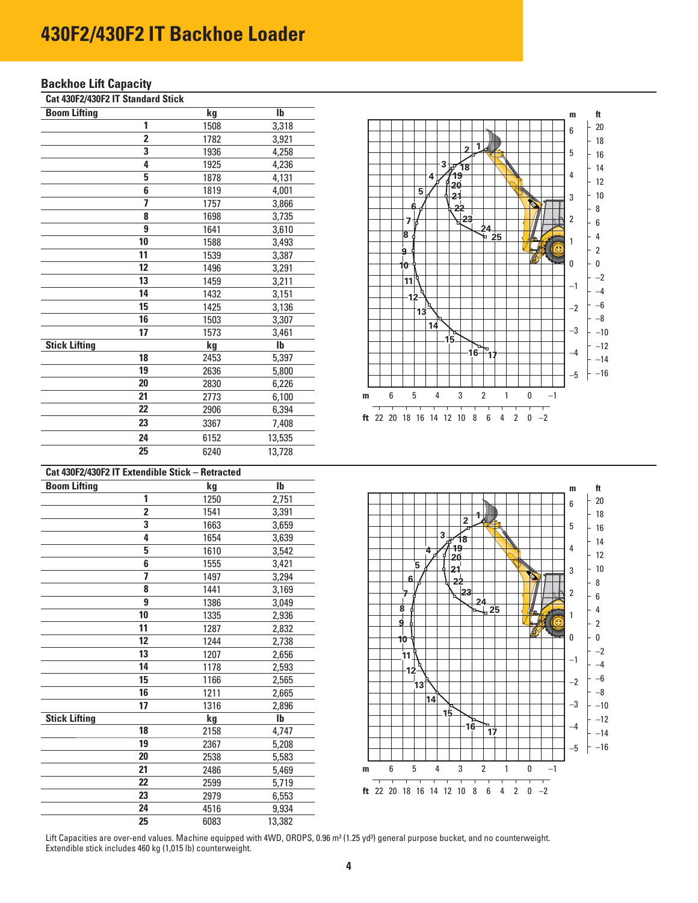# 430F2/430F2 IT Backhoe Loader

## Backhoe Lift Capacity

### Cat 430F2/430F2 IT Standard Stick

| Boom Lifting | kg | lb |
|---|---|---|
| 1 | 1508 | 3,318 |
| 2 | 1782 | 3,921 |
| 3 | 1936 | 4,258 |
| 4 | 1925 | 4,236 |
| 5 | 1878 | 4,131 |
| 6 | 1819 | 4,001 |
| 7 | 1757 | 3,866 |
| 8 | 1698 | 3,735 |
| 9 | 1641 | 3,610 |
| 10 | 1588 | 3,493 |
| 11 | 1539 | 3,387 |
| 12 | 1496 | 3,291 |
| 13 | 1459 | 3,211 |
| 14 | 1432 | 3,151 |
| 15 | 1425 | 3,136 |
| 16 | 1503 | 3,307 |
| 17 | 1573 | 3,461 |
| **Stick Lifting** | **kg** | **lb** |
| 18 | 2453 | 5,397 |
| 19 | 2636 | 5,800 |
| 20 | 2830 | 6,226 |
| 21 | 2773 | 6,100 |
| 22 | 2906 | 6,394 |
| 23 | 3367 | 7,408 |
| 24 | 6152 | 13,535 |
| 25 | 6240 | 13,728 |

### Cat 430F2/430F2 IT Extendible Stick – Retracted

| Boom Lifting | kg | lb |
|---|---|---|
| 1 | 1250 | 2,751 |
| 2 | 1541 | 3,391 |
| 3 | 1663 | 3,659 |
| 4 | 1654 | 3,639 |
| 5 | 1610 | 3,542 |
| 6 | 1555 | 3,421 |
| 7 | 1497 | 3,294 |
| 8 | 1441 | 3,169 |
| 9 | 1386 | 3,049 |
| 10 | 1335 | 2,936 |
| 11 | 1287 | 2,832 |
| 12 | 1244 | 2,738 |
| 13 | 1207 | 2,656 |
| 14 | 1178 | 2,593 |
| 15 | 1166 | 2,565 |
| 16 | 1211 | 2,665 |
| 17 | 1316 | 2,896 |
| **Stick Lifting** | **kg** | **lb** |
| 18 | 2158 | 4,747 |
| 19 | 2367 | 5,208 |
| 20 | 2538 | 5,583 |
| 21 | 2486 | 5,469 |
| 22 | 2599 | 5,719 |
| 23 | 2979 | 6,553 |
| 24 | 4516 | 9,934 |
| 25 | 6083 | 13,382 |

Lift Capacities are over-end values. Machine equipped with 4WD, OROPS, 0.96 m³ (1.25 yd³) general purpose bucket, and no counterweight. Extendible stick includes 460 kg (1,015 lb) counterweight.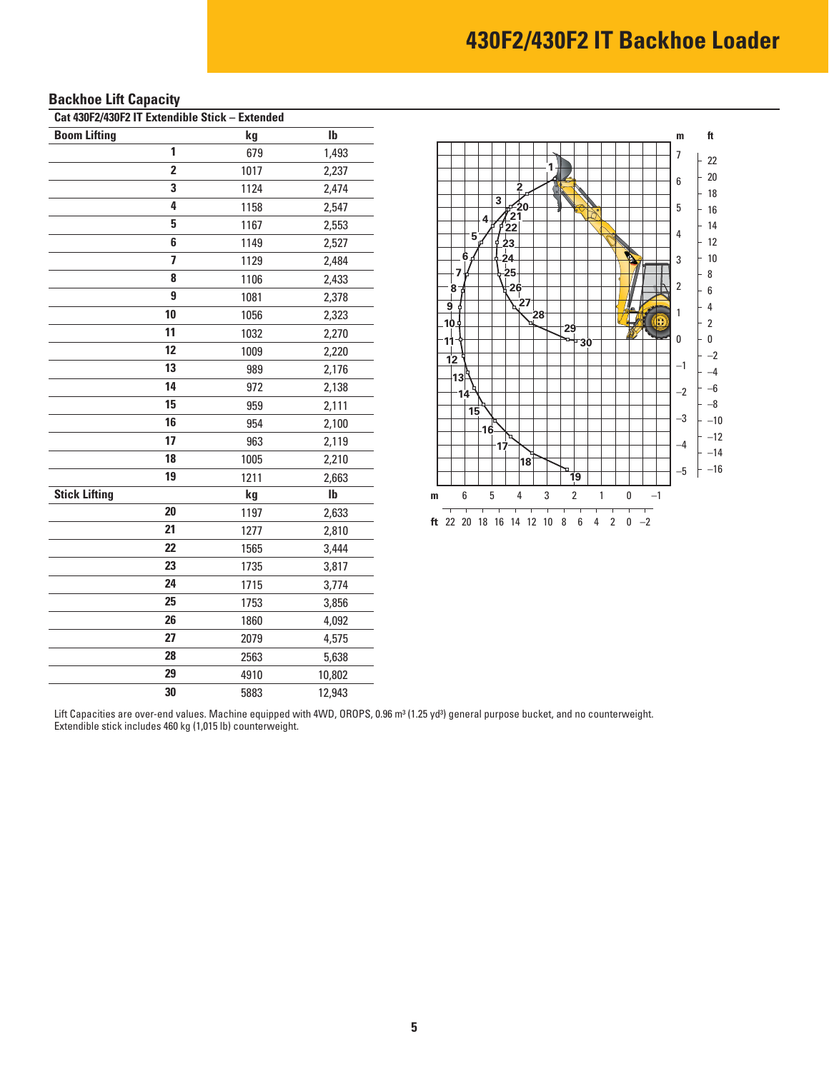# 430F2/430F2 IT Backhoe Loader

## Backhoe Lift Capacity

### Cat 430F2/430F2 IT Extendible Stick – Extended

| Boom Lifting | kg | lb |
|---|---|---|
| 1 | 679 | 1,493 |
| 2 | 1017 | 2,237 |
| 3 | 1124 | 2,474 |
| 4 | 1158 | 2,547 |
| 5 | 1167 | 2,553 |
| 6 | 1149 | 2,527 |
| 7 | 1129 | 2,484 |
| 8 | 1106 | 2,433 |
| 9 | 1081 | 2,378 |
| 10 | 1056 | 2,323 |
| 11 | 1032 | 2,270 |
| 12 | 1009 | 2,220 |
| 13 | 989 | 2,176 |
| 14 | 972 | 2,138 |
| 15 | 959 | 2,111 |
| 16 | 954 | 2,100 |
| 17 | 963 | 2,119 |
| 18 | 1005 | 2,210 |
| 19 | 1211 | 2,663 |
| **Stick Lifting** | **kg** | **lb** |
| 20 | 1197 | 2,633 |
| 21 | 1277 | 2,810 |
| 22 | 1565 | 3,444 |
| 23 | 1735 | 3,817 |
| 24 | 1715 | 3,774 |
| 25 | 1753 | 3,856 |
| 26 | 1860 | 4,092 |
| 27 | 2079 | 4,575 |
| 28 | 2563 | 5,638 |
| 29 | 4910 | 10,802 |
| 30 | 5883 | 12,943 |

Lift Capacities are over-end values. Machine equipped with 4WD, OROPS, 0.96 m³ (1.25 yd³) general purpose bucket, and no counterweight. Extendible stick includes 460 kg (1,015 lb) counterweight.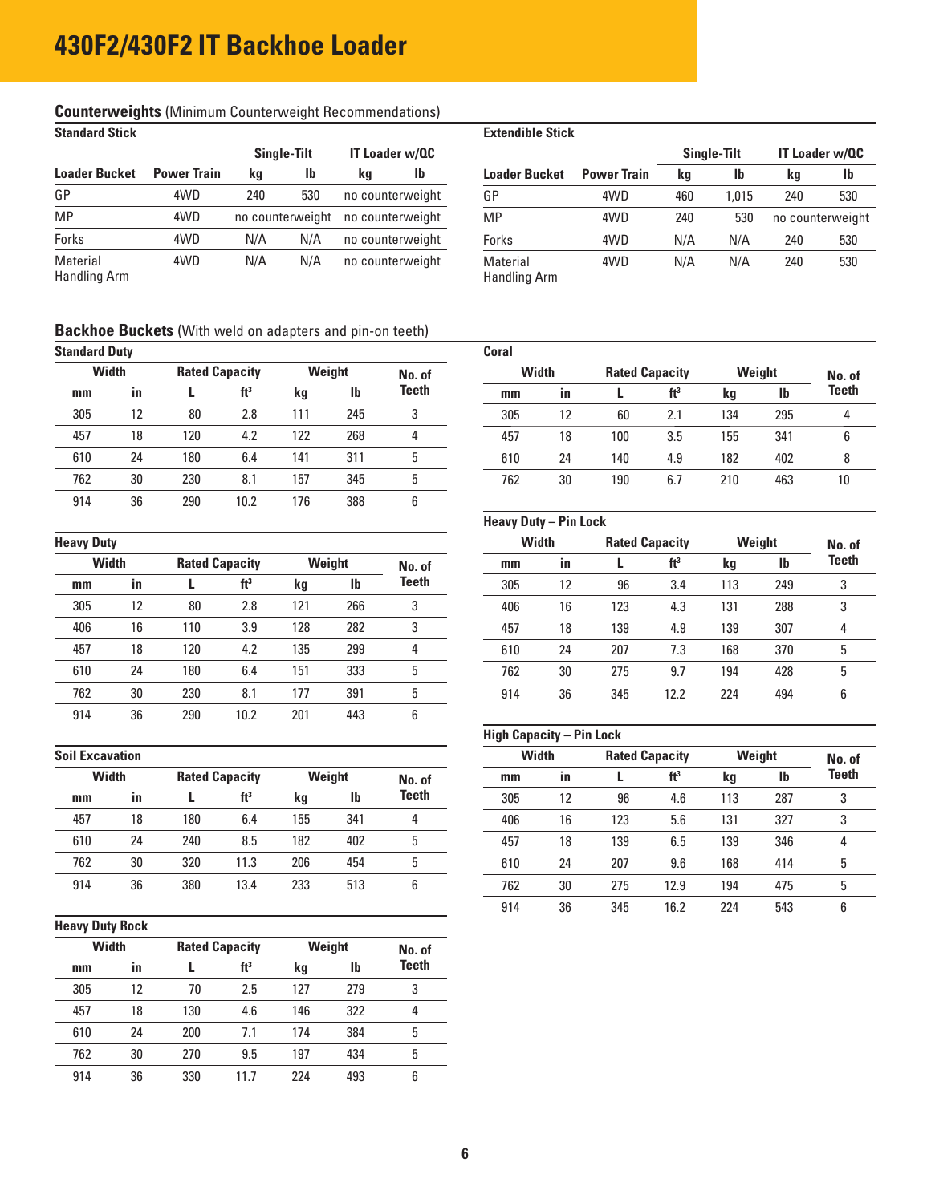# 430F2/430F2 IT Backhoe Loader

## Counterweights (Minimum Counterweight Recommendations)

### Standard Stick

| | | Single-Tilt | | IT Loader w/QC | |
|---|---|---|---|---|---|
| **Loader Bucket** | **Power Train** | **kg** | **lb** | **kg** | **lb** |
| GP | 4WD | 240 | 530 | no counterweight | |
| MP | 4WD | no counterweight | | no counterweight | |
| Forks | 4WD | N/A | N/A | no counterweight | |
| Material Handling Arm | 4WD | N/A | N/A | no counterweight | |

### Extendible Stick

| | | Single-Tilt | | IT Loader w/QC | |
|---|---|---|---|---|---|
| **Loader Bucket** | **Power Train** | **kg** | **lb** | **kg** | **lb** |
| GP | 4WD | 460 | 1,015 | 240 | 530 |
| MP | 4WD | 240 | 530 | no counterweight | |
| Forks | 4WD | N/A | N/A | 240 | 530 |
| Material Handling Arm | 4WD | N/A | N/A | 240 | 530 |

## Backhoe Buckets (With weld on adapters and pin-on teeth)

### Standard Duty

| Width | | Rated Capacity | | Weight | | No. of Teeth |
|---|---|---|---|---|---|---|
| **mm** | **in** | **L** | **ft³** | **kg** | **lb** | |
| 305 | 12 | 80 | 2.8 | 111 | 245 | 3 |
| 457 | 18 | 120 | 4.2 | 122 | 268 | 4 |
| 610 | 24 | 180 | 6.4 | 141 | 311 | 5 |
| 762 | 30 | 230 | 8.1 | 157 | 345 | 5 |
| 914 | 36 | 290 | 10.2 | 176 | 388 | 6 |

### Heavy Duty

| Width | | Rated Capacity | | Weight | | No. of Teeth |
|---|---|---|---|---|---|---|
| **mm** | **in** | **L** | **ft³** | **kg** | **lb** | |
| 305 | 12 | 80 | 2.8 | 121 | 266 | 3 |
| 406 | 16 | 110 | 3.9 | 128 | 282 | 3 |
| 457 | 18 | 120 | 4.2 | 135 | 299 | 4 |
| 610 | 24 | 180 | 6.4 | 151 | 333 | 5 |
| 762 | 30 | 230 | 8.1 | 177 | 391 | 5 |
| 914 | 36 | 290 | 10.2 | 201 | 443 | 6 |

### Soil Excavation

| Width | | Rated Capacity | | Weight | | No. of Teeth |
|---|---|---|---|---|---|---|
| **mm** | **in** | **L** | **ft³** | **kg** | **lb** | |
| 457 | 18 | 180 | 6.4 | 155 | 341 | 4 |
| 610 | 24 | 240 | 8.5 | 182 | 402 | 5 |
| 762 | 30 | 320 | 11.3 | 206 | 454 | 5 |
| 914 | 36 | 380 | 13.4 | 233 | 513 | 6 |

### Heavy Duty Rock

| Width | | Rated Capacity | | Weight | | No. of Teeth |
|---|---|---|---|---|---|---|
| **mm** | **in** | **L** | **ft³** | **kg** | **lb** | |
| 305 | 12 | 70 | 2.5 | 127 | 279 | 3 |
| 457 | 18 | 130 | 4.6 | 146 | 322 | 4 |
| 610 | 24 | 200 | 7.1 | 174 | 384 | 5 |
| 762 | 30 | 270 | 9.5 | 197 | 434 | 5 |
| 914 | 36 | 330 | 11.7 | 224 | 493 | 6 |

### Coral

| Width | | Rated Capacity | | Weight | | No. of Teeth |
|---|---|---|---|---|---|---|
| **mm** | **in** | **L** | **ft³** | **kg** | **lb** | |
| 305 | 12 | 60 | 2.1 | 134 | 295 | 4 |
| 457 | 18 | 100 | 3.5 | 155 | 341 | 6 |
| 610 | 24 | 140 | 4.9 | 182 | 402 | 8 |
| 762 | 30 | 190 | 6.7 | 210 | 463 | 10 |

### Heavy Duty – Pin Lock

| Width | | Rated Capacity | | Weight | | No. of Teeth |
|---|---|---|---|---|---|---|
| **mm** | **in** | **L** | **ft³** | **kg** | **lb** | |
| 305 | 12 | 96 | 3.4 | 113 | 249 | 3 |
| 406 | 16 | 123 | 4.3 | 131 | 288 | 3 |
| 457 | 18 | 139 | 4.9 | 139 | 307 | 4 |
| 610 | 24 | 207 | 7.3 | 168 | 370 | 5 |
| 762 | 30 | 275 | 9.7 | 194 | 428 | 5 |
| 914 | 36 | 345 | 12.2 | 224 | 494 | 6 |

### High Capacity – Pin Lock

| Width | | Rated Capacity | | Weight | | No. of Teeth |
|---|---|---|---|---|---|---|
| **mm** | **in** | **L** | **ft³** | **kg** | **lb** | |
| 305 | 12 | 96 | 4.6 | 113 | 287 | 3 |
| 406 | 16 | 123 | 5.6 | 131 | 327 | 3 |
| 457 | 18 | 139 | 6.5 | 139 | 346 | 4 |
| 610 | 24 | 207 | 9.6 | 168 | 414 | 5 |
| 762 | 30 | 275 | 12.9 | 194 | 475 | 5 |
| 914 | 36 | 345 | 16.2 | 224 | 543 | 6 |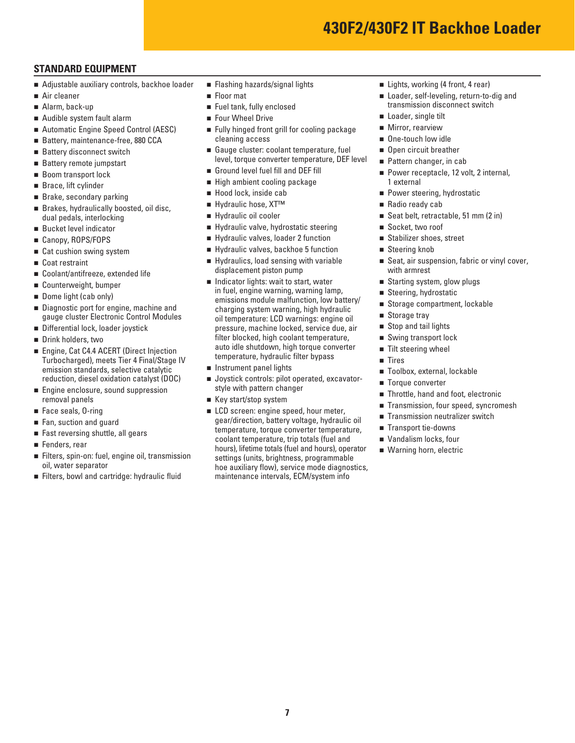# 430F2/430F2 IT Backhoe Loader

## STANDARD EQUIPMENT

- Adjustable auxiliary controls, backhoe loader
- Air cleaner
- Alarm, back-up
- Audible system fault alarm
- Automatic Engine Speed Control (AESC)
- Battery, maintenance-free, 880 CCA
- Battery disconnect switch
- Battery remote jumpstart
- Boom transport lock
- Brace, lift cylinder
- Brake, secondary parking
- Brakes, hydraulically boosted, oil disc, dual pedals, interlocking
- Bucket level indicator
- Canopy, ROPS/FOPS
- Cat cushion swing system
- Coat restraint
- Coolant/antifreeze, extended life
- Counterweight, bumper
- Dome light (cab only)
- Diagnostic port for engine, machine and gauge cluster Electronic Control Modules
- Differential lock, loader joystick
- Drink holders, two
- Engine, Cat C4.4 ACERT (Direct Injection Turbocharged), meets Tier 4 Final/Stage IV emission standards, selective catalytic reduction, diesel oxidation catalyst (DOC)
- Engine enclosure, sound suppression removal panels
- Face seals, O-ring
- Fan, suction and guard
- Fast reversing shuttle, all gears
- Fenders, rear
- Filters, spin-on: fuel, engine oil, transmission oil, water separator
- Filters, bowl and cartridge: hydraulic fluid
- Flashing hazards/signal lights
- Floor mat
- Fuel tank, fully enclosed
- Four Wheel Drive
- Fully hinged front grill for cooling package cleaning access
- Gauge cluster: coolant temperature, fuel level, torque converter temperature, DEF level
- Ground level fuel fill and DEF fill
- High ambient cooling package
- Hood lock, inside cab
- Hydraulic hose, XT™
- Hydraulic oil cooler
- Hydraulic valve, hydrostatic steering
- Hydraulic valves, loader 2 function
- Hydraulic valves, backhoe 5 function
- Hydraulics, load sensing with variable displacement piston pump
- Indicator lights: wait to start, water in fuel, engine warning, warning lamp, emissions module malfunction, low battery/charging system warning, high hydraulic oil temperature: LCD warnings: engine oil pressure, machine locked, service due, air filter blocked, high coolant temperature, auto idle shutdown, high torque converter temperature, hydraulic filter bypass
- Instrument panel lights
- Joystick controls: pilot operated, excavator-style with pattern changer
- Key start/stop system
- LCD screen: engine speed, hour meter, gear/direction, battery voltage, hydraulic oil temperature, torque converter temperature, coolant temperature, trip totals (fuel and hours), lifetime totals (fuel and hours), operator settings (units, brightness, programmable hoe auxiliary flow), service mode diagnostics, maintenance intervals, ECM/system info
- Lights, working (4 front, 4 rear)
- Loader, self-leveling, return-to-dig and transmission disconnect switch
- Loader, single tilt
- Mirror, rearview
- One-touch low idle
- Open circuit breather
- Pattern changer, in cab
- Power receptacle, 12 volt, 2 internal, 1 external
- Power steering, hydrostatic
- Radio ready cab
- Seat belt, retractable, 51 mm (2 in)
- Socket, two roof
- Stabilizer shoes, street
- Steering knob
- Seat, air suspension, fabric or vinyl cover, with armrest
- Starting system, glow plugs
- Steering, hydrostatic
- Storage compartment, lockable
- Storage tray
- Stop and tail lights
- Swing transport lock
- Tilt steering wheel
- Tires
- Toolbox, external, lockable
- Torque converter
- Throttle, hand and foot, electronic
- Transmission, four speed, syncromesh
- Transmission neutralizer switch
- Transport tie-downs
- Vandalism locks, four
- Warning horn, electric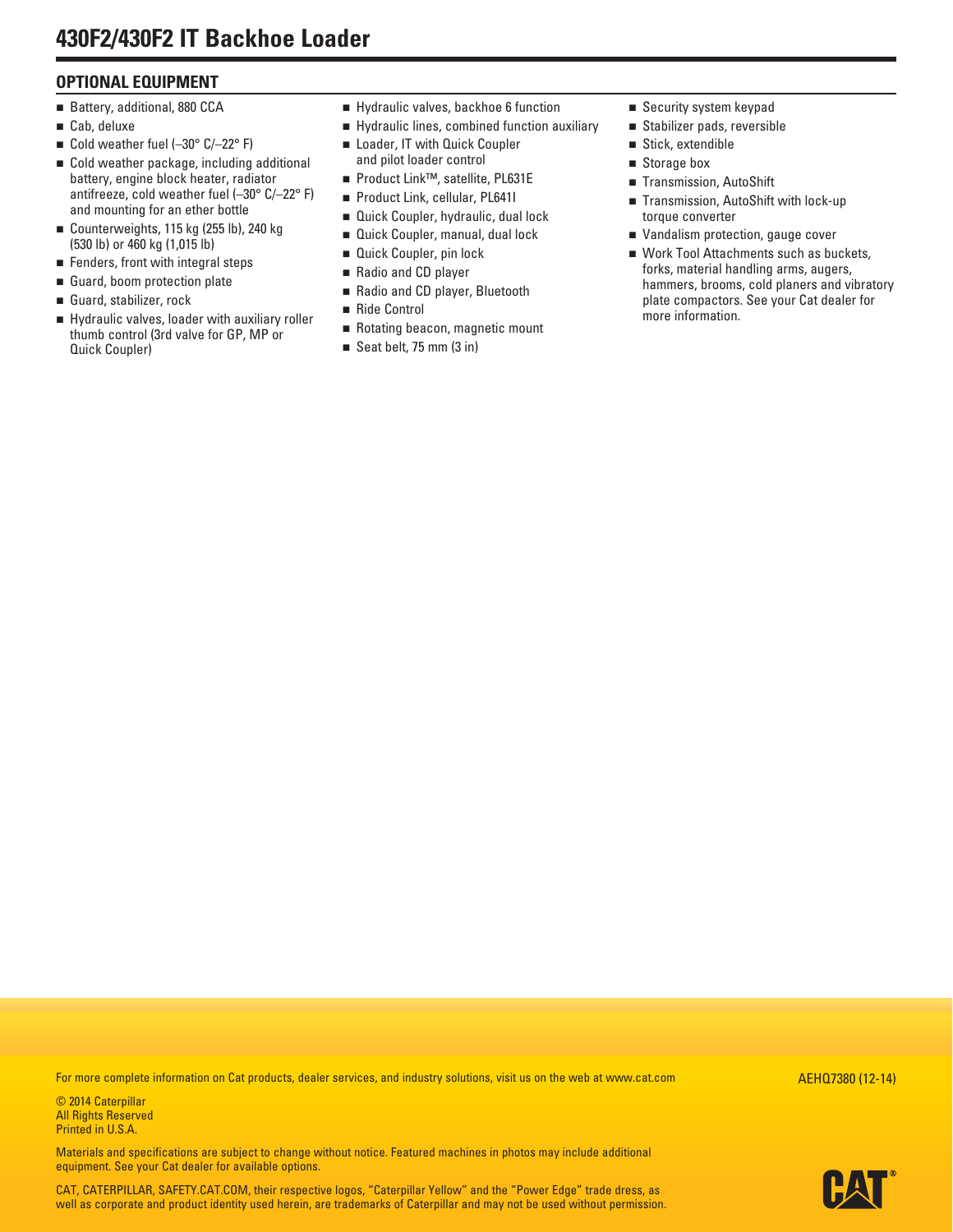# 430F2/430F2 IT Backhoe Loader

## OPTIONAL EQUIPMENT

- Battery, additional, 880 CCA
- Cab, deluxe
- Cold weather fuel (–30° C/–22° F)
- Cold weather package, including additional battery, engine block heater, radiator antifreeze, cold weather fuel (–30° C/–22° F) and mounting for an ether bottle
- Counterweights, 115 kg (255 lb), 240 kg (530 lb) or 460 kg (1,015 lb)
- Fenders, front with integral steps
- Guard, boom protection plate
- Guard, stabilizer, rock
- Hydraulic valves, loader with auxiliary roller thumb control (3rd valve for GP, MP or Quick Coupler)
- Hydraulic valves, backhoe 6 function
- Hydraulic lines, combined function auxiliary
- Loader, IT with Quick Coupler and pilot loader control
- Product Link™, satellite, PL631E
- Product Link, cellular, PL641I
- Quick Coupler, hydraulic, dual lock
- Quick Coupler, manual, dual lock
- Quick Coupler, pin lock
- Radio and CD player
- Radio and CD player, Bluetooth
- Ride Control
- Rotating beacon, magnetic mount
- Seat belt, 75 mm (3 in)
- Security system keypad
- Stabilizer pads, reversible
- Stick, extendible
- Storage box
- Transmission, AutoShift
- Transmission, AutoShift with lock-up torque converter
- Vandalism protection, gauge cover
- Work Tool Attachments such as buckets, forks, material handling arms, augers, hammers, brooms, cold planers and vibratory plate compactors. See your Cat dealer for more information.

For more complete information on Cat products, dealer services, and industry solutions, visit us on the web at www.cat.com

AEHQ7380 (12-14)

© 2014 Caterpillar
All Rights Reserved
Printed in U.S.A.

Materials and specifications are subject to change without notice. Featured machines in photos may include additional equipment. See your Cat dealer for available options.

CAT, CATERPILLAR, SAFETY.CAT.COM, their respective logos, "Caterpillar Yellow" and the "Power Edge" trade dress, as well as corporate and product identity used herein, are trademarks of Caterpillar and may not be used without permission.